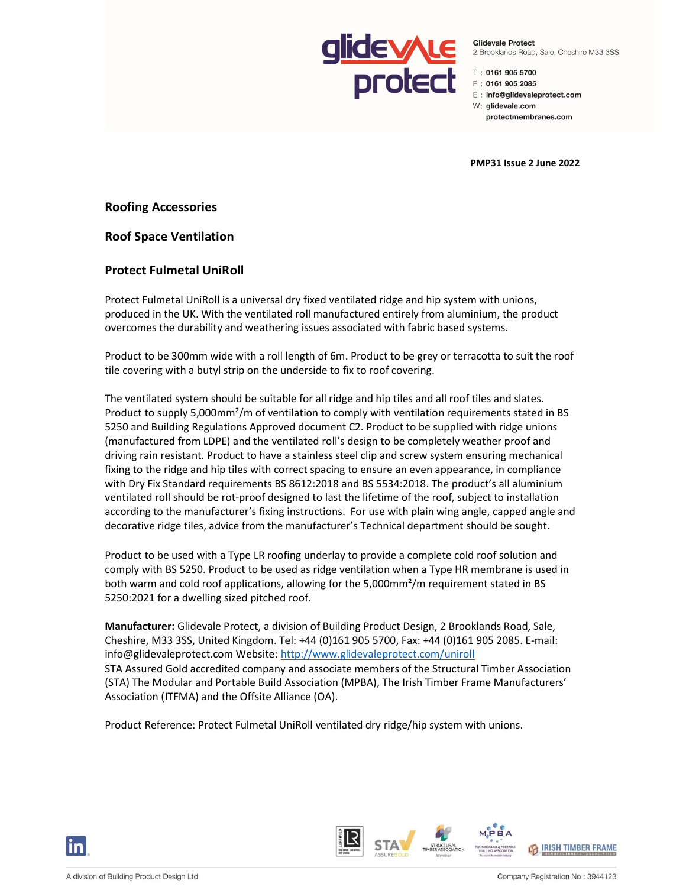Glidevale Protect
2 Brooklands Road, Sale, Cheshire M33 3SS

T : 0161 905 5700
F : 0161 905 2085
E : info@glidevaleprotect.com
W: glidevale.com
protectmembranes.com

**PMP31 Issue 2 June 2022**

## Roofing Accessories

## Roof Space Ventilation

## Protect Fulmetal UniRoll

Protect Fulmetal UniRoll is a universal dry fixed ventilated ridge and hip system with unions, produced in the UK. With the ventilated roll manufactured entirely from aluminium, the product overcomes the durability and weathering issues associated with fabric based systems.

Product to be 300mm wide with a roll length of 6m. Product to be grey or terracotta to suit the roof tile covering with a butyl strip on the underside to fix to roof covering.

The ventilated system should be suitable for all ridge and hip tiles and all roof tiles and slates. Product to supply 5,000mm²/m of ventilation to comply with ventilation requirements stated in BS 5250 and Building Regulations Approved document C2. Product to be supplied with ridge unions (manufactured from LDPE) and the ventilated roll's design to be completely weather proof and driving rain resistant. Product to have a stainless steel clip and screw system ensuring mechanical fixing to the ridge and hip tiles with correct spacing to ensure an even appearance, in compliance with Dry Fix Standard requirements BS 8612:2018 and BS 5534:2018. The product's all aluminium ventilated roll should be rot-proof designed to last the lifetime of the roof, subject to installation according to the manufacturer's fixing instructions. For use with plain wing angle, capped angle and decorative ridge tiles, advice from the manufacturer's Technical department should be sought.

Product to be used with a Type LR roofing underlay to provide a complete cold roof solution and comply with BS 5250. Product to be used as ridge ventilation when a Type HR membrane is used in both warm and cold roof applications, allowing for the 5,000mm²/m requirement stated in BS 5250:2021 for a dwelling sized pitched roof.

**Manufacturer:** Glidevale Protect, a division of Building Product Design, 2 Brooklands Road, Sale, Cheshire, M33 3SS, United Kingdom. Tel: +44 (0)161 905 5700, Fax: +44 (0)161 905 2085. E-mail: info@glidevaleprotect.com Website: [http://www.glidevaleprotect.com/uniroll](http://www.glidevaleprotect.com/uniroll)
STA Assured Gold accredited company and associate members of the Structural Timber Association (STA) The Modular and Portable Build Association (MPBA), The Irish Timber Frame Manufacturers' Association (ITFMA) and the Offsite Alliance (OA).

Product Reference: Protect Fulmetal UniRoll ventilated dry ridge/hip system with unions.

A division of Building Product Design Ltd

Company Registration No : 3944123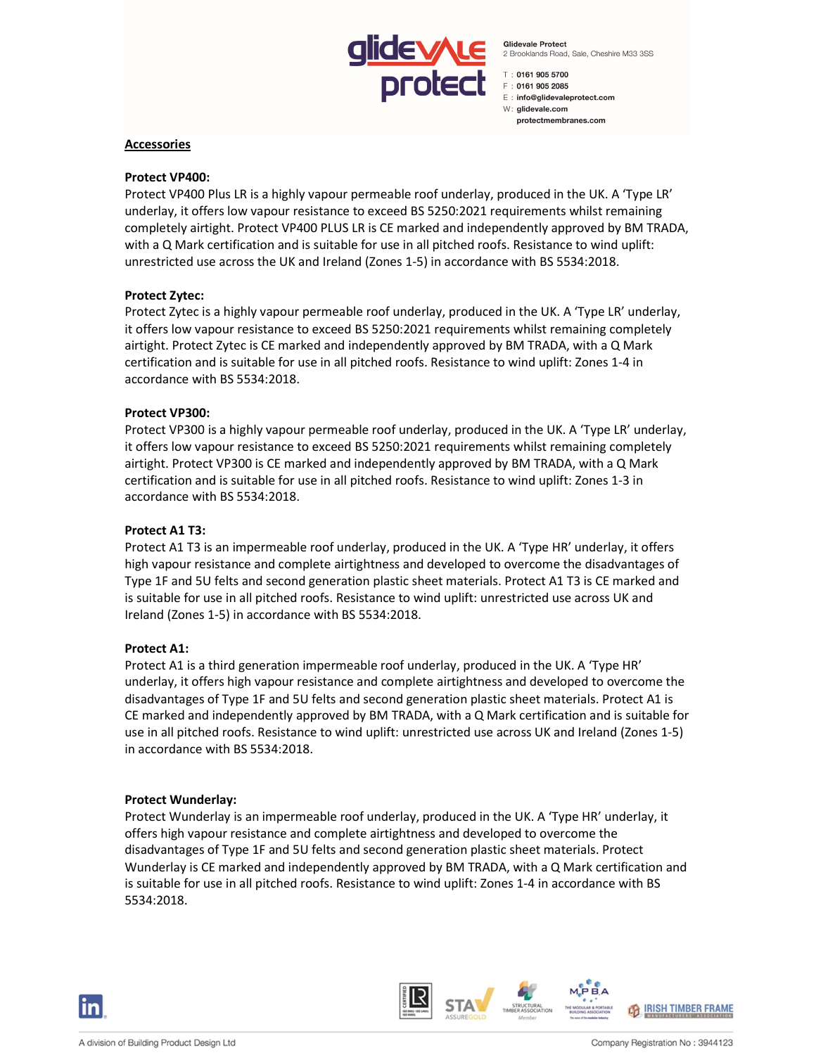**Accessories**

**Protect VP400:**
Protect VP400 Plus LR is a highly vapour permeable roof underlay, produced in the UK. A 'Type LR' underlay, it offers low vapour resistance to exceed BS 5250:2021 requirements whilst remaining completely airtight. Protect VP400 PLUS LR is CE marked and independently approved by BM TRADA, with a Q Mark certification and is suitable for use in all pitched roofs. Resistance to wind uplift: unrestricted use across the UK and Ireland (Zones 1-5) in accordance with BS 5534:2018.

**Protect Zytec:**
Protect Zytec is a highly vapour permeable roof underlay, produced in the UK. A 'Type LR' underlay, it offers low vapour resistance to exceed BS 5250:2021 requirements whilst remaining completely airtight. Protect Zytec is CE marked and independently approved by BM TRADA, with a Q Mark certification and is suitable for use in all pitched roofs. Resistance to wind uplift: Zones 1-4 in accordance with BS 5534:2018.

**Protect VP300:**
Protect VP300 is a highly vapour permeable roof underlay, produced in the UK. A 'Type LR' underlay, it offers low vapour resistance to exceed BS 5250:2021 requirements whilst remaining completely airtight. Protect VP300 is CE marked and independently approved by BM TRADA, with a Q Mark certification and is suitable for use in all pitched roofs. Resistance to wind uplift: Zones 1-3 in accordance with BS 5534:2018.

**Protect A1 T3:**
Protect A1 T3 is an impermeable roof underlay, produced in the UK. A 'Type HR' underlay, it offers high vapour resistance and complete airtightness and developed to overcome the disadvantages of Type 1F and 5U felts and second generation plastic sheet materials. Protect A1 T3 is CE marked and is suitable for use in all pitched roofs. Resistance to wind uplift: unrestricted use across UK and Ireland (Zones 1-5) in accordance with BS 5534:2018.

**Protect A1:**
Protect A1 is a third generation impermeable roof underlay, produced in the UK. A 'Type HR' underlay, it offers high vapour resistance and complete airtightness and developed to overcome the disadvantages of Type 1F and 5U felts and second generation plastic sheet materials. Protect A1 is CE marked and independently approved by BM TRADA, with a Q Mark certification and is suitable for use in all pitched roofs. Resistance to wind uplift: unrestricted use across UK and Ireland (Zones 1-5) in accordance with BS 5534:2018.

**Protect Wunderlay:**
Protect Wunderlay is an impermeable roof underlay, produced in the UK. A 'Type HR' underlay, it offers high vapour resistance and complete airtightness and developed to overcome the disadvantages of Type 1F and 5U felts and second generation plastic sheet materials. Protect Wunderlay is CE marked and independently approved by BM TRADA, with a Q Mark certification and is suitable for use in all pitched roofs. Resistance to wind uplift: Zones 1-4 in accordance with BS 5534:2018.